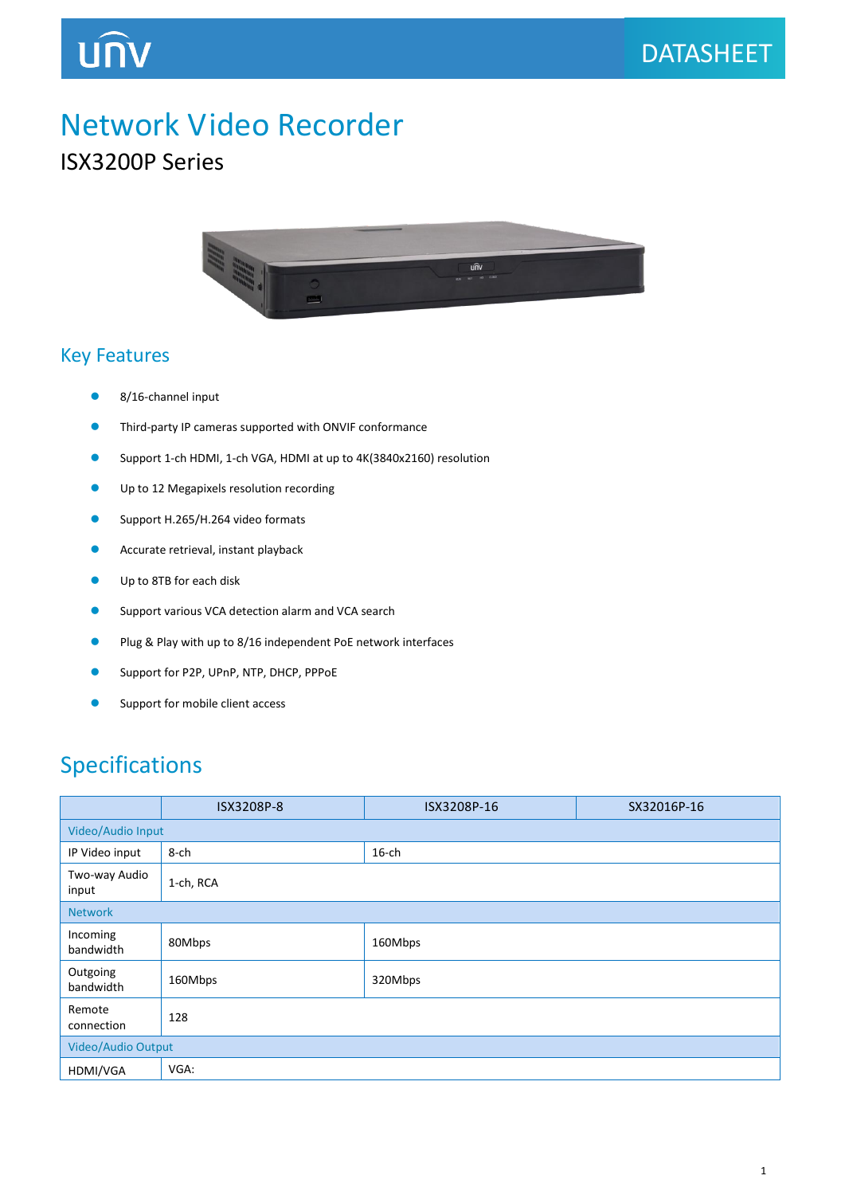# Network Video Recorder

## ISX3200P Series

## Key Features

- 8/16-channel input
- Third-party IP cameras supported with ONVIF conformance
- Support 1-ch HDMI, 1-ch VGA, HDMI at up to 4K(3840x2160) resolution
- Up to 12 Megapixels resolution recording
- Support H.265/H.264 video formats
- Accurate retrieval, instant playback
- Up to 8TB for each disk
- Support various VCA detection alarm and VCA search
- Plug & Play with up to 8/16 independent PoE network interfaces
- Support for P2P, UPnP, NTP, DHCP, PPPoE
- Support for mobile client access

## Specifications

| | ISX3208P-8 | ISX3208P-16 | SX32016P-16 |
|---|---|---|---|
| Video/Audio Input | | | |
| IP Video input | 8-ch | 16-ch | |
| Two-way Audio input | 1-ch, RCA | | |
| Network | | | |
| Incoming bandwidth | 80Mbps | 160Mbps | |
| Outgoing bandwidth | 160Mbps | 320Mbps | |
| Remote connection | 128 | | |
| Video/Audio Output | | | |
| HDMI/VGA | VGA: | | |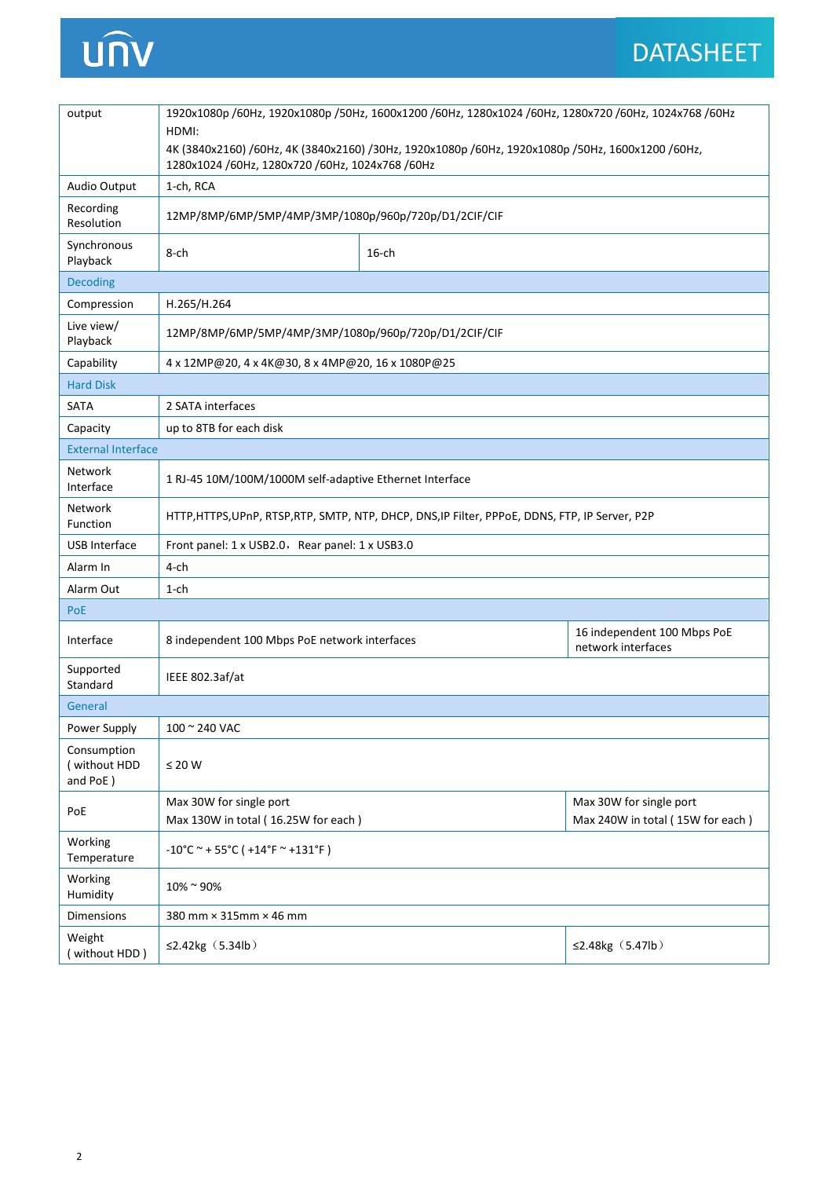| output | 1920x1080p /60Hz, 1920x1080p /50Hz, 1600x1200 /60Hz, 1280x1024 /60Hz, 1280x720 /60Hz, 1024x768 /60Hz<br>HDMI:<br>4K (3840x2160) /60Hz, 4K (3840x2160) /30Hz, 1920x1080p /60Hz, 1920x1080p /50Hz, 1600x1200 /60Hz, 1280x1024 /60Hz, 1280x720 /60Hz, 1024x768 /60Hz | |
|---|---|---|
| Audio Output | 1-ch, RCA | |
| Recording Resolution | 12MP/8MP/6MP/5MP/4MP/3MP/1080p/960p/720p/D1/2CIF/CIF | |
| Synchronous Playback | 8-ch | 16-ch |
| **Decoding** | | |
| Compression | H.265/H.264 | |
| Live view/ Playback | 12MP/8MP/6MP/5MP/4MP/3MP/1080p/960p/720p/D1/2CIF/CIF | |
| Capability | 4 x 12MP@20, 4 x 4K@30, 8 x 4MP@20, 16 x 1080P@25 | |
| **Hard Disk** | | |
| SATA | 2 SATA interfaces | |
| Capacity | up to 8TB for each disk | |
| **External Interface** | | |
| Network Interface | 1 RJ-45 10M/100M/1000M self-adaptive Ethernet Interface | |
| Network Function | HTTP,HTTPS,UPnP, RTSP,RTP, SMTP, NTP, DHCP, DNS,IP Filter, PPPoE, DDNS, FTP, IP Server, P2P | |
| USB Interface | Front panel: 1 x USB2.0， Rear panel: 1 x USB3.0 | |
| Alarm In | 4-ch | |
| Alarm Out | 1-ch | |
| **PoE** | | |
| Interface | 8 independent 100 Mbps PoE network interfaces | 16 independent 100 Mbps PoE network interfaces |
| Supported Standard | IEEE 802.3af/at | |
| **General** | | |
| Power Supply | 100 ~ 240 VAC | |
| Consumption ( without HDD and PoE ) | ≤ 20 W | |
| PoE | Max 30W for single port<br>Max 130W in total ( 16.25W for each ) | Max 30W for single port<br>Max 240W in total ( 15W for each ) |
| Working Temperature | -10°C ~ + 55°C ( +14°F ~ +131°F ) | |
| Working Humidity | 10% ~ 90% | |
| Dimensions | 380 mm × 315mm × 46 mm | |
| Weight ( without HDD ) | ≤2.42kg（5.34lb） | ≤2.48kg（5.47lb） |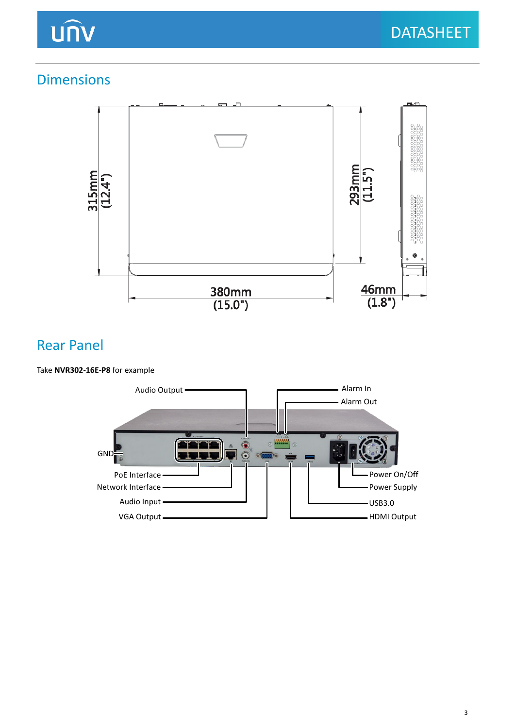## Dimensions

315mm
(12.4")

293mm
(11.5")

380mm
(15.0")

46mm
(1.8")

## Rear Panel

Take **NVR302-16E-P8** for example

Audio Output

Alarm In

Alarm Out

GND

PoE Interface

Network Interface

Audio Input

VGA Output

Power On/Off

Power Supply

USB3.0

HDMI Output